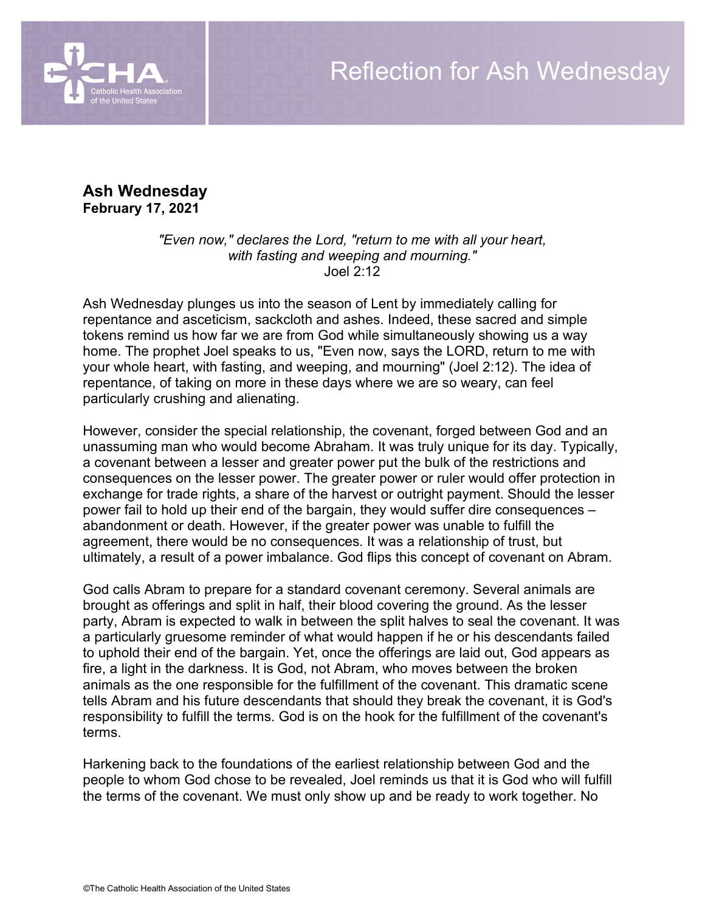# Reflection for Ash Wednesday

## Ash Wednesday
**February 17, 2021**

*"Even now," declares the Lord, "return to me with all your heart, with fasting and weeping and mourning."*
Joel 2:12

Ash Wednesday plunges us into the season of Lent by immediately calling for repentance and asceticism, sackcloth and ashes. Indeed, these sacred and simple tokens remind us how far we are from God while simultaneously showing us a way home. The prophet Joel speaks to us, "Even now, says the LORD, return to me with your whole heart, with fasting, and weeping, and mourning" (Joel 2:12). The idea of repentance, of taking on more in these days where we are so weary, can feel particularly crushing and alienating.

However, consider the special relationship, the covenant, forged between God and an unassuming man who would become Abraham. It was truly unique for its day. Typically, a covenant between a lesser and greater power put the bulk of the restrictions and consequences on the lesser power. The greater power or ruler would offer protection in exchange for trade rights, a share of the harvest or outright payment. Should the lesser power fail to hold up their end of the bargain, they would suffer dire consequences – abandonment or death. However, if the greater power was unable to fulfill the agreement, there would be no consequences. It was a relationship of trust, but ultimately, a result of a power imbalance. God flips this concept of covenant on Abram.

God calls Abram to prepare for a standard covenant ceremony. Several animals are brought as offerings and split in half, their blood covering the ground. As the lesser party, Abram is expected to walk in between the split halves to seal the covenant. It was a particularly gruesome reminder of what would happen if he or his descendants failed to uphold their end of the bargain. Yet, once the offerings are laid out, God appears as fire, a light in the darkness. It is God, not Abram, who moves between the broken animals as the one responsible for the fulfillment of the covenant. This dramatic scene tells Abram and his future descendants that should they break the covenant, it is God's responsibility to fulfill the terms. God is on the hook for the fulfillment of the covenant's terms.

Harkening back to the foundations of the earliest relationship between God and the people to whom God chose to be revealed, Joel reminds us that it is God who will fulfill the terms of the covenant. We must only show up and be ready to work together. No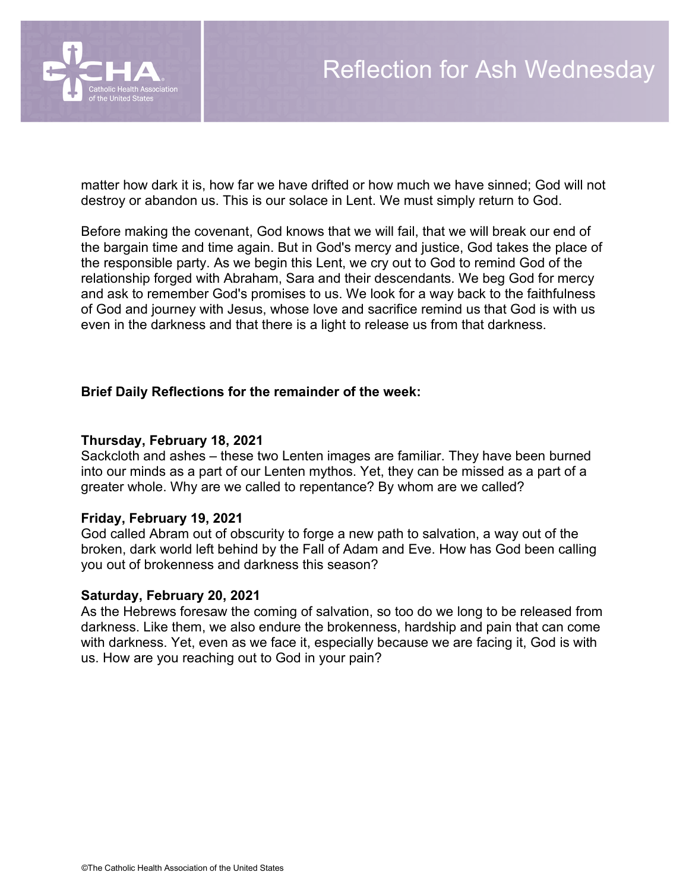matter how dark it is, how far we have drifted or how much we have sinned; God will not destroy or abandon us. This is our solace in Lent. We must simply return to God.

Before making the covenant, God knows that we will fail, that we will break our end of the bargain time and time again. But in God's mercy and justice, God takes the place of the responsible party. As we begin this Lent, we cry out to God to remind God of the relationship forged with Abraham, Sara and their descendants. We beg God for mercy and ask to remember God's promises to us. We look for a way back to the faithfulness of God and journey with Jesus, whose love and sacrifice remind us that God is with us even in the darkness and that there is a light to release us from that darkness.

**Brief Daily Reflections for the remainder of the week:**

**Thursday, February 18, 2021**
Sackcloth and ashes – these two Lenten images are familiar. They have been burned into our minds as a part of our Lenten mythos. Yet, they can be missed as a part of a greater whole. Why are we called to repentance? By whom are we called?

**Friday, February 19, 2021**
God called Abram out of obscurity to forge a new path to salvation, a way out of the broken, dark world left behind by the Fall of Adam and Eve. How has God been calling you out of brokenness and darkness this season?

**Saturday, February 20, 2021**
As the Hebrews foresaw the coming of salvation, so too do we long to be released from darkness. Like them, we also endure the brokenness, hardship and pain that can come with darkness. Yet, even as we face it, especially because we are facing it, God is with us. How are you reaching out to God in your pain?